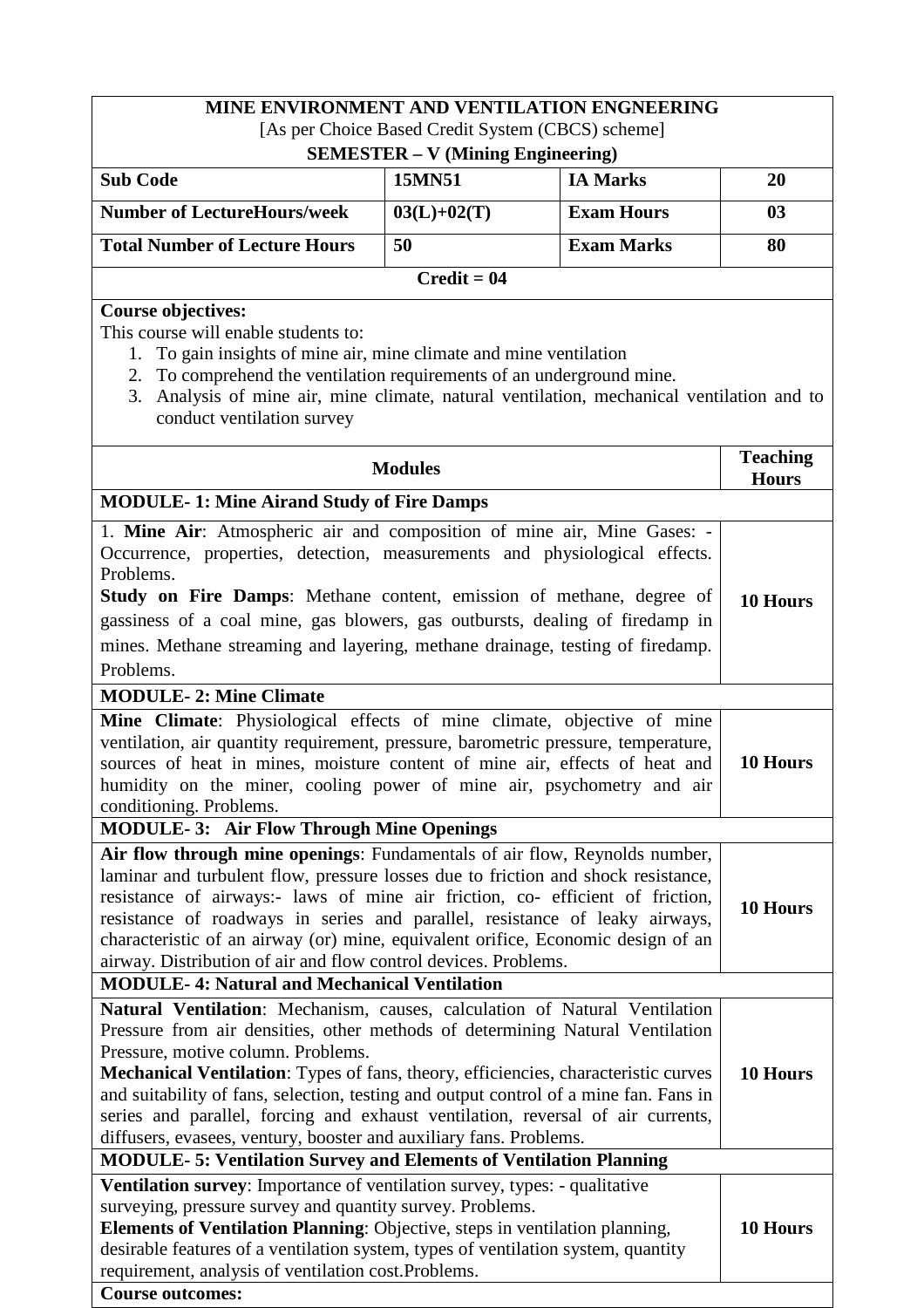# MINE ENVIRONMENT AND VENTILATION ENGNEERING

[As per Choice Based Credit System (CBCS) scheme]

**SEMESTER – V (Mining Engineering)**

| **Sub Code** | **15MN51** | **IA Marks** | **20** |
|---|---|---|---|
| **Number of LectureHours/week** | **03(L)+02(T)** | **Exam Hours** | **03** |
| **Total Number of Lecture Hours** | **50** | **Exam Marks** | **80** |

**Credit = 04**

**Course objectives:**

This course will enable students to:

1. To gain insights of mine air, mine climate and mine ventilation
2. To comprehend the ventilation requirements of an underground mine.
3. Analysis of mine air, mine climate, natural ventilation, mechanical ventilation and to conduct ventilation survey

| **Modules** | **Teaching Hours** |
|---|---|
| **MODULE- 1: Mine Airand Study of Fire Damps** | |
| 1. **Mine Air**: Atmospheric air and composition of mine air, Mine Gases: - Occurrence, properties, detection, measurements and physiological effects. Problems. **Study on Fire Damps**: Methane content, emission of methane, degree of gassiness of a coal mine, gas blowers, gas outbursts, dealing of firedamp in mines. Methane streaming and layering, methane drainage, testing of firedamp. Problems. | **10 Hours** |
| **MODULE- 2: Mine Climate** | |
| **Mine Climate**: Physiological effects of mine climate, objective of mine ventilation, air quantity requirement, pressure, barometric pressure, temperature, sources of heat in mines, moisture content of mine air, effects of heat and humidity on the miner, cooling power of mine air, psychometry and air conditioning. Problems. | **10 Hours** |
| **MODULE- 3: Air Flow Through Mine Openings** | |
| **Air flow through mine openings**: Fundamentals of air flow, Reynolds number, laminar and turbulent flow, pressure losses due to friction and shock resistance, resistance of airways:- laws of mine air friction, co- efficient of friction, resistance of roadways in series and parallel, resistance of leaky airways, characteristic of an airway (or) mine, equivalent orifice, Economic design of an airway. Distribution of air and flow control devices. Problems. | **10 Hours** |
| **MODULE- 4: Natural and Mechanical Ventilation** | |
| **Natural Ventilation**: Mechanism, causes, calculation of Natural Ventilation Pressure from air densities, other methods of determining Natural Ventilation Pressure, motive column. Problems. **Mechanical Ventilation**: Types of fans, theory, efficiencies, characteristic curves and suitability of fans, selection, testing and output control of a mine fan. Fans in series and parallel, forcing and exhaust ventilation, reversal of air currents, diffusers, evasees, ventury, booster and auxiliary fans. Problems. | **10 Hours** |
| **MODULE- 5: Ventilation Survey and Elements of Ventilation Planning** | |
| **Ventilation survey**: Importance of ventilation survey, types: - qualitative surveying, pressure survey and quantity survey. Problems. **Elements of Ventilation Planning**: Objective, steps in ventilation planning, desirable features of a ventilation system, types of ventilation system, quantity requirement, analysis of ventilation cost.Problems. | **10 Hours** |

**Course outcomes:**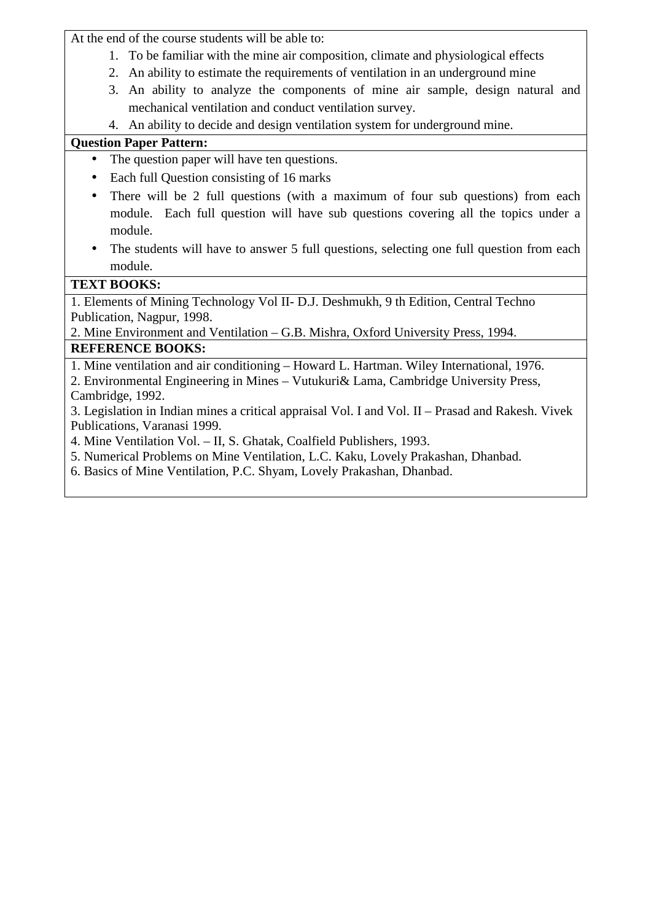At the end of the course students will be able to:

1. To be familiar with the mine air composition, climate and physiological effects
2. An ability to estimate the requirements of ventilation in an underground mine
3. An ability to analyze the components of mine air sample, design natural and mechanical ventilation and conduct ventilation survey.
4. An ability to decide and design ventilation system for underground mine.

**Question Paper Pattern:**

- The question paper will have ten questions.
- Each full Question consisting of 16 marks
- There will be 2 full questions (with a maximum of four sub questions) from each module. Each full question will have sub questions covering all the topics under a module.
- The students will have to answer 5 full questions, selecting one full question from each module.

**TEXT BOOKS:**

1. Elements of Mining Technology Vol II- D.J. Deshmukh, 9 th Edition, Central Techno Publication, Nagpur, 1998.
2. Mine Environment and Ventilation – G.B. Mishra, Oxford University Press, 1994.

**REFERENCE BOOKS:**

1. Mine ventilation and air conditioning – Howard L. Hartman. Wiley International, 1976.
2. Environmental Engineering in Mines – Vutukuri& Lama, Cambridge University Press, Cambridge, 1992.
3. Legislation in Indian mines a critical appraisal Vol. I and Vol. II – Prasad and Rakesh. Vivek Publications, Varanasi 1999.
4. Mine Ventilation Vol. – II, S. Ghatak, Coalfield Publishers, 1993.
5. Numerical Problems on Mine Ventilation, L.C. Kaku, Lovely Prakashan, Dhanbad.
6. Basics of Mine Ventilation, P.C. Shyam, Lovely Prakashan, Dhanbad.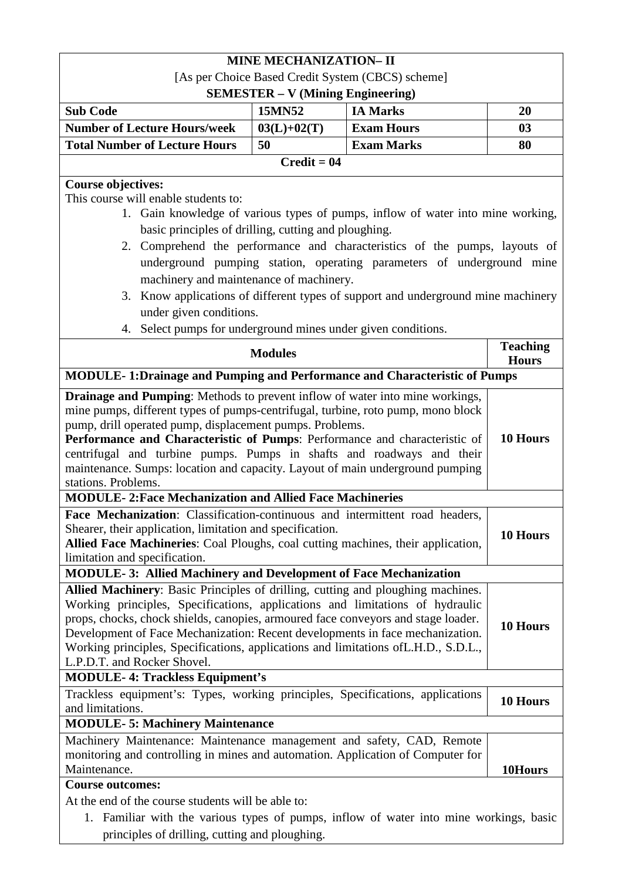# MINE MECHANIZATION– II

[As per Choice Based Credit System (CBCS) scheme]

**SEMESTER – V (Mining Engineering)**

| **Sub Code** | **15MN52** | **IA Marks** | **20** |
|---|---|---|---|
| **Number of Lecture Hours/week** | **03(L)+02(T)** | **Exam Hours** | **03** |
| **Total Number of Lecture Hours** | **50** | **Exam Marks** | **80** |

**Credit = 04**

**Course objectives:**

This course will enable students to:

1. Gain knowledge of various types of pumps, inflow of water into mine working, basic principles of drilling, cutting and ploughing.
2. Comprehend the performance and characteristics of the pumps, layouts of underground pumping station, operating parameters of underground mine machinery and maintenance of machinery.
3. Know applications of different types of support and underground mine machinery under given conditions.
4. Select pumps for underground mines under given conditions.

| **Modules** | **Teaching Hours** |
|---|---|
| **MODULE- 1:Drainage and Pumping and Performance and Characteristic of Pumps** | |
| **Drainage and Pumping**: Methods to prevent inflow of water into mine workings, mine pumps, different types of pumps-centrifugal, turbine, roto pump, mono block pump, drill operated pump, displacement pumps. Problems. **Performance and Characteristic of Pumps**: Performance and characteristic of centrifugal and turbine pumps. Pumps in shafts and roadways and their maintenance. Sumps: location and capacity. Layout of main underground pumping stations. Problems. | **10 Hours** |
| **MODULE- 2:Face Mechanization and Allied Face Machineries** | |
| **Face Mechanization**: Classification-continuous and intermittent road headers, Shearer, their application, limitation and specification. **Allied Face Machineries**: Coal Ploughs, coal cutting machines, their application, limitation and specification. | **10 Hours** |
| **MODULE- 3: Allied Machinery and Development of Face Mechanization** | |
| **Allied Machinery**: Basic Principles of drilling, cutting and ploughing machines. Working principles, Specifications, applications and limitations of hydraulic props, chocks, chock shields, canopies, armoured face conveyors and stage loader. Development of Face Mechanization: Recent developments in face mechanization. Working principles, Specifications, applications and limitations ofL.H.D., S.D.L., L.P.D.T. and Rocker Shovel. | **10 Hours** |
| **MODULE- 4: Trackless Equipment's** | |
| Trackless equipment's: Types, working principles, Specifications, applications and limitations. | **10 Hours** |
| **MODULE- 5: Machinery Maintenance** | |
| Machinery Maintenance: Maintenance management and safety, CAD, Remote monitoring and controlling in mines and automation. Application of Computer for Maintenance. | **10Hours** |

**Course outcomes:**

At the end of the course students will be able to:

1. Familiar with the various types of pumps, inflow of water into mine workings, basic principles of drilling, cutting and ploughing.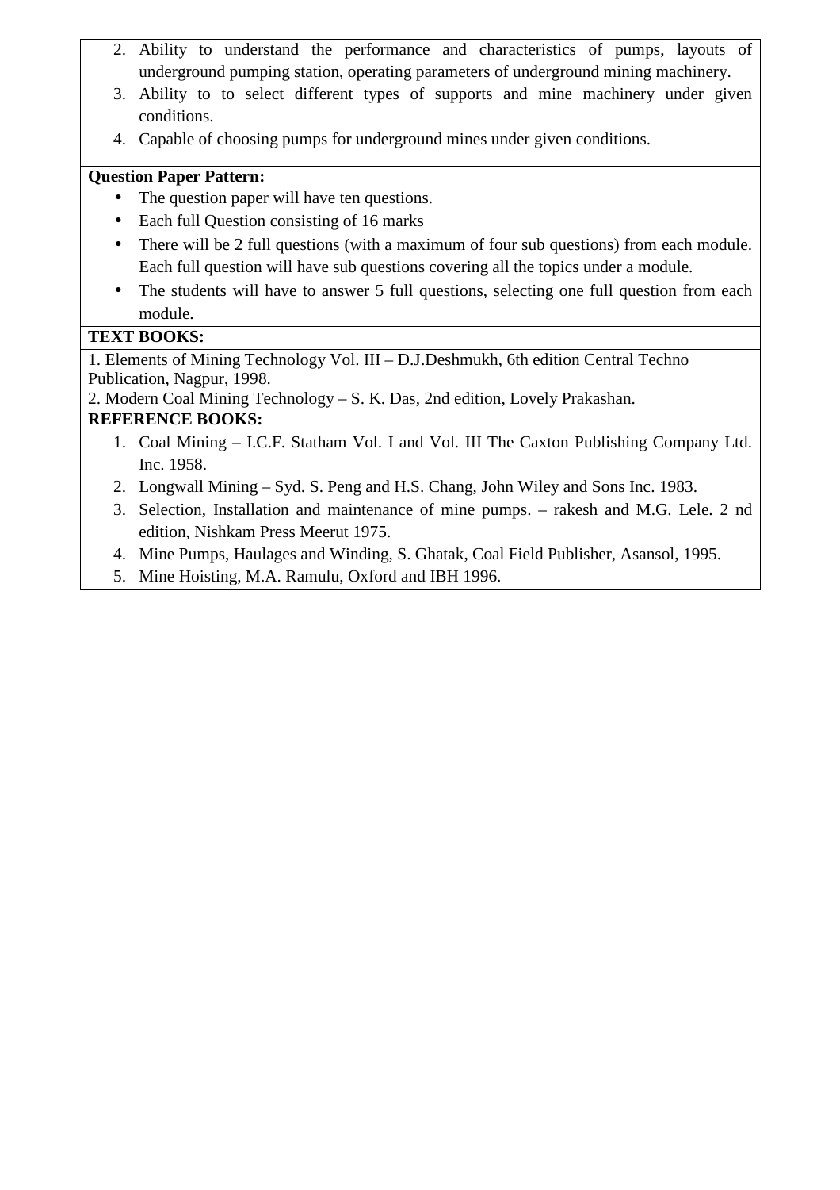2. Ability to understand the performance and characteristics of pumps, layouts of underground pumping station, operating parameters of underground mining machinery.
3. Ability to to select different types of supports and mine machinery under given conditions.
4. Capable of choosing pumps for underground mines under given conditions.

**Question Paper Pattern:**

- The question paper will have ten questions.
- Each full Question consisting of 16 marks
- There will be 2 full questions (with a maximum of four sub questions) from each module. Each full question will have sub questions covering all the topics under a module.
- The students will have to answer 5 full questions, selecting one full question from each module.

**TEXT BOOKS:**

1. Elements of Mining Technology Vol. III – D.J.Deshmukh, 6th edition Central Techno Publication, Nagpur, 1998.
2. Modern Coal Mining Technology – S. K. Das, 2nd edition, Lovely Prakashan.

**REFERENCE BOOKS:**

1. Coal Mining – I.C.F. Statham Vol. I and Vol. III The Caxton Publishing Company Ltd. Inc. 1958.
2. Longwall Mining – Syd. S. Peng and H.S. Chang, John Wiley and Sons Inc. 1983.
3. Selection, Installation and maintenance of mine pumps. – rakesh and M.G. Lele. 2 nd edition, Nishkam Press Meerut 1975.
4. Mine Pumps, Haulages and Winding, S. Ghatak, Coal Field Publisher, Asansol, 1995.
5. Mine Hoisting, M.A. Ramulu, Oxford and IBH 1996.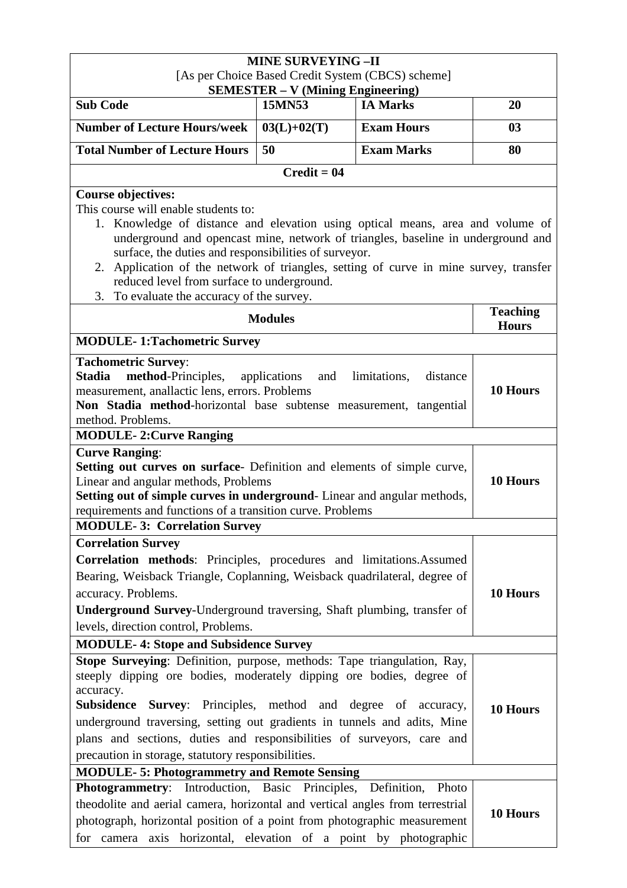**MINE SURVEYING –II**
[As per Choice Based Credit System (CBCS) scheme]
**SEMESTER – V (Mining Engineering)**

| **Sub Code** | **15MN53** | **IA Marks** | **20** |
|---|---|---|---|
| **Number of Lecture Hours/week** | **03(L)+02(T)** | **Exam Hours** | **03** |
| **Total Number of Lecture Hours** | **50** | **Exam Marks** | **80** |

**Credit = 04**

**Course objectives:**

This course will enable students to:

1. Knowledge of distance and elevation using optical means, area and volume of underground and opencast mine, network of triangles, baseline in underground and surface, the duties and responsibilities of surveyor.
2. Application of the network of triangles, setting of curve in mine survey, transfer reduced level from surface to underground.
3. To evaluate the accuracy of the survey.

| **Modules** | **Teaching Hours** |
|---|---|
| **MODULE- 1:Tachometric Survey** | |
| **Tachometric Survey**: **Stadia method**-Principles, applications and limitations, distance measurement, anallactic lens, errors. Problems **Non Stadia method**-horizontal base subtense measurement, tangential method. Problems. | **10 Hours** |
| **MODULE- 2:Curve Ranging** | |
| **Curve Ranging**: **Setting out curves on surface**- Definition and elements of simple curve, Linear and angular methods, Problems **Setting out of simple curves in underground**- Linear and angular methods, requirements and functions of a transition curve. Problems | **10 Hours** |
| **MODULE- 3: Correlation Survey** | |
| **Correlation Survey** **Correlation methods**: Principles, procedures and limitations.Assumed Bearing, Weisback Triangle, Coplanning, Weisback quadrilateral, degree of accuracy. Problems. **Underground Survey**-Underground traversing, Shaft plumbing, transfer of levels, direction control, Problems. | **10 Hours** |
| **MODULE- 4: Stope and Subsidence Survey** | |
| **Stope Surveying**: Definition, purpose, methods: Tape triangulation, Ray, steeply dipping ore bodies, moderately dipping ore bodies, degree of accuracy. **Subsidence Survey**: Principles, method and degree of accuracy, underground traversing, setting out gradients in tunnels and adits, Mine plans and sections, duties and responsibilities of surveyors, care and precaution in storage, statutory responsibilities. | **10 Hours** |
| **MODULE- 5: Photogrammetry and Remote Sensing** | |
| **Photogrammetry**: Introduction, Basic Principles, Definition, Photo theodolite and aerial camera, horizontal and vertical angles from terrestrial photograph, horizontal position of a point from photographic measurement for camera axis horizontal, elevation of a point by photographic | **10 Hours** |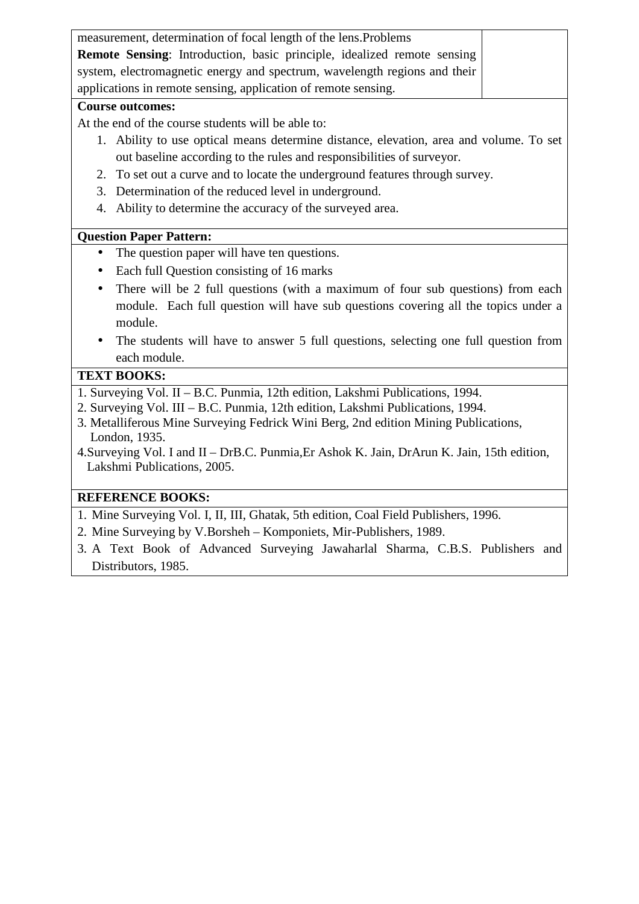| | |
|---|---|
| measurement, determination of focal length of the lens.Problems<br>**Remote Sensing**: Introduction, basic principle, idealized remote sensing system, electromagnetic energy and spectrum, wavelength regions and their applications in remote sensing, application of remote sensing. | |

**Course outcomes:**

At the end of the course students will be able to:

1. Ability to use optical means determine distance, elevation, area and volume. To set out baseline according to the rules and responsibilities of surveyor.
2. To set out a curve and to locate the underground features through survey.
3. Determination of the reduced level in underground.
4. Ability to determine the accuracy of the surveyed area.

**Question Paper Pattern:**

- The question paper will have ten questions.
- Each full Question consisting of 16 marks
- There will be 2 full questions (with a maximum of four sub questions) from each module. Each full question will have sub questions covering all the topics under a module.
- The students will have to answer 5 full questions, selecting one full question from each module.

**TEXT BOOKS:**

1. Surveying Vol. II – B.C. Punmia, 12th edition, Lakshmi Publications, 1994.
2. Surveying Vol. III – B.C. Punmia, 12th edition, Lakshmi Publications, 1994.
3. Metalliferous Mine Surveying Fedrick Wini Berg, 2nd edition Mining Publications, London, 1935.
4. Surveying Vol. I and II – DrB.C. Punmia,Er Ashok K. Jain, DrArun K. Jain, 15th edition, Lakshmi Publications, 2005.

**REFERENCE BOOKS:**

1. Mine Surveying Vol. I, II, III, Ghatak, 5th edition, Coal Field Publishers, 1996.
2. Mine Surveying by V.Borsheh – Komponiets, Mir-Publishers, 1989.
3. A Text Book of Advanced Surveying Jawaharlal Sharma, C.B.S. Publishers and Distributors, 1985.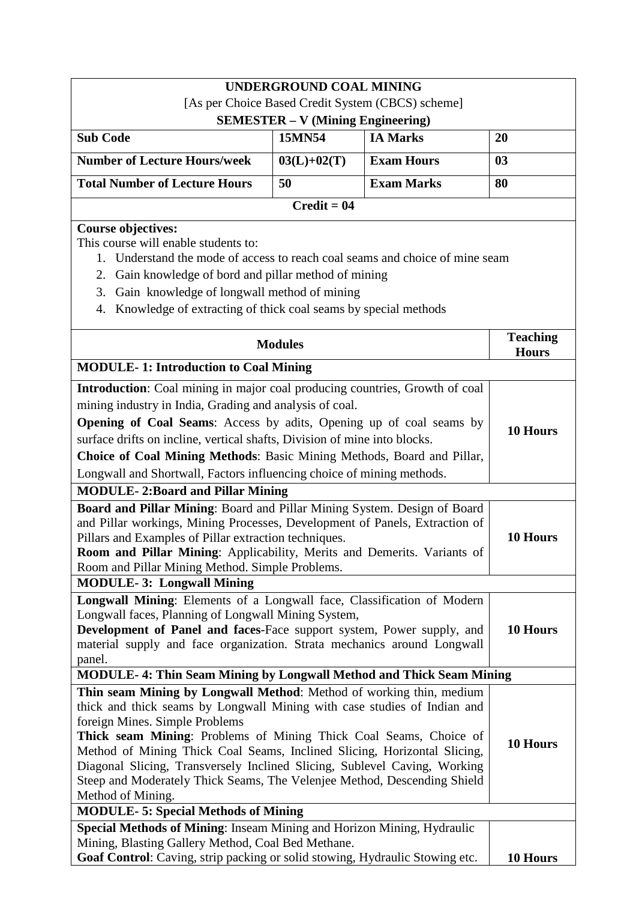# UNDERGROUND COAL MINING

[As per Choice Based Credit System (CBCS) scheme]

**SEMESTER – V (Mining Engineering)**

| **Sub Code** | **15MN54** | **IA Marks** | **20** |
|---|---|---|---|
| **Number of Lecture Hours/week** | **03(L)+02(T)** | **Exam Hours** | **03** |
| **Total Number of Lecture Hours** | **50** | **Exam Marks** | **80** |
| **Credit = 04** | | | |

**Course objectives:**

This course will enable students to:

1. Understand the mode of access to reach coal seams and choice of mine seam
2. Gain knowledge of bord and pillar method of mining
3. Gain knowledge of longwall method of mining
4. Knowledge of extracting of thick coal seams by special methods

| **Modules** | **Teaching Hours** |
|---|---|
| **MODULE- 1: Introduction to Coal Mining** | |
| **Introduction**: Coal mining in major coal producing countries, Growth of coal mining industry in India, Grading and analysis of coal. **Opening of Coal Seams**: Access by adits, Opening up of coal seams by surface drifts on incline, vertical shafts, Division of mine into blocks. **Choice of Coal Mining Methods**: Basic Mining Methods, Board and Pillar, Longwall and Shortwall, Factors influencing choice of mining methods. | **10 Hours** |
| **MODULE- 2:Board and Pillar Mining** | |
| **Board and Pillar Mining**: Board and Pillar Mining System. Design of Board and Pillar workings, Mining Processes, Development of Panels, Extraction of Pillars and Examples of Pillar extraction techniques. **Room and Pillar Mining**: Applicability, Merits and Demerits. Variants of Room and Pillar Mining Method. Simple Problems. | **10 Hours** |
| **MODULE- 3: Longwall Mining** | |
| **Longwall Mining**: Elements of a Longwall face, Classification of Modern Longwall faces, Planning of Longwall Mining System, **Development of Panel and faces**-Face support system, Power supply, and material supply and face organization. Strata mechanics around Longwall panel. | **10 Hours** |
| **MODULE- 4: Thin Seam Mining by Longwall Method and Thick Seam Mining** | |
| **Thin seam Mining by Longwall Method**: Method of working thin, medium thick and thick seams by Longwall Mining with case studies of Indian and foreign Mines. Simple Problems **Thick seam Mining**: Problems of Mining Thick Coal Seams, Choice of Method of Mining Thick Coal Seams, Inclined Slicing, Horizontal Slicing, Diagonal Slicing, Transversely Inclined Slicing, Sublevel Caving, Working Steep and Moderately Thick Seams, The Velenjee Method, Descending Shield Method of Mining. | **10 Hours** |
| **MODULE- 5: Special Methods of Mining** | |
| **Special Methods of Mining**: Inseam Mining and Horizon Mining, Hydraulic Mining, Blasting Gallery Method, Coal Bed Methane. **Goaf Control**: Caving, strip packing or solid stowing, Hydraulic Stowing etc. | **10 Hours** |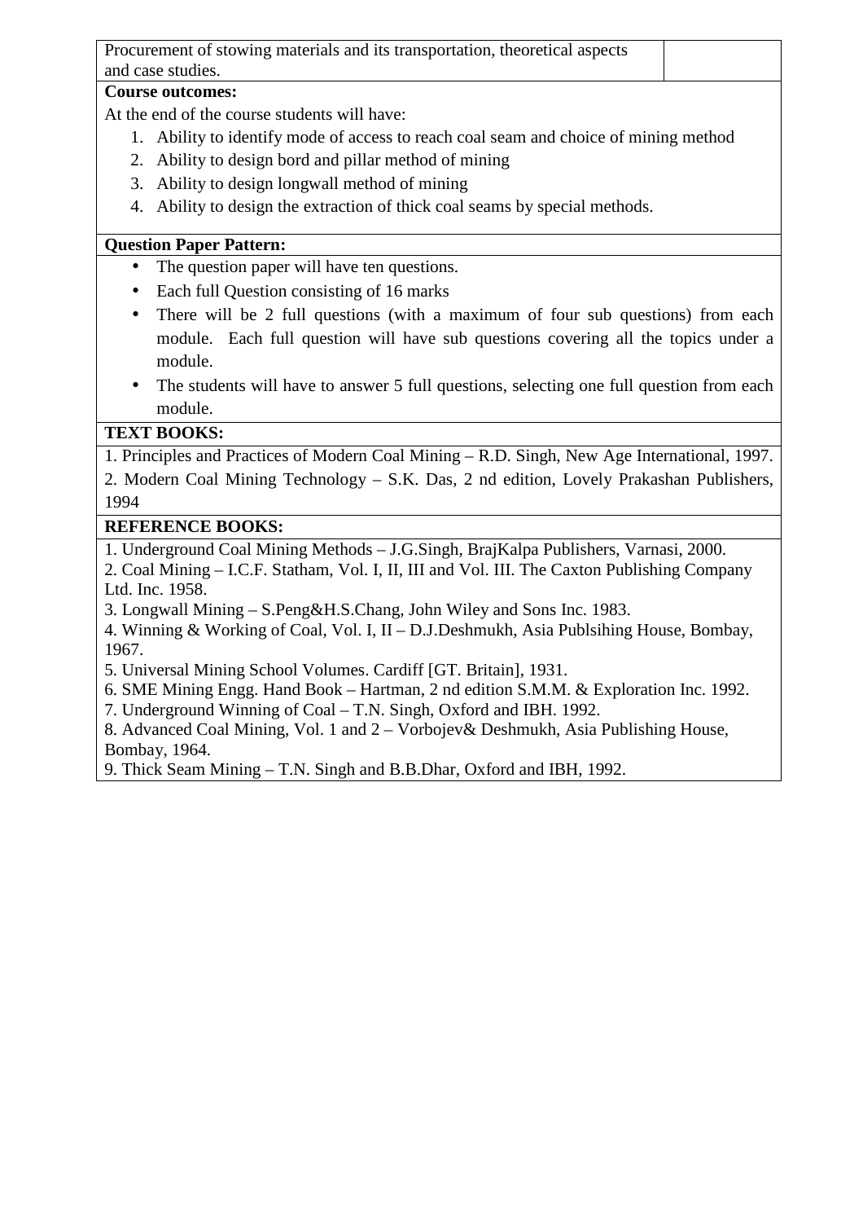| Procurement of stowing materials and its transportation, theoretical aspects and case studies. | |
|---|---|

**Course outcomes:**

At the end of the course students will have:

1. Ability to identify mode of access to reach coal seam and choice of mining method
2. Ability to design bord and pillar method of mining
3. Ability to design longwall method of mining
4. Ability to design the extraction of thick coal seams by special methods.

**Question Paper Pattern:**

- The question paper will have ten questions.
- Each full Question consisting of 16 marks
- There will be 2 full questions (with a maximum of four sub questions) from each module. Each full question will have sub questions covering all the topics under a module.
- The students will have to answer 5 full questions, selecting one full question from each module.

**TEXT BOOKS:**

1. Principles and Practices of Modern Coal Mining – R.D. Singh, New Age International, 1997.
2. Modern Coal Mining Technology – S.K. Das, 2 nd edition, Lovely Prakashan Publishers, 1994

**REFERENCE BOOKS:**

1. Underground Coal Mining Methods – J.G.Singh, BrajKalpa Publishers, Varnasi, 2000.
2. Coal Mining – I.C.F. Statham, Vol. I, II, III and Vol. III. The Caxton Publishing Company Ltd. Inc. 1958.
3. Longwall Mining – S.Peng&H.S.Chang, John Wiley and Sons Inc. 1983.
4. Winning & Working of Coal, Vol. I, II – D.J.Deshmukh, Asia Publsihing House, Bombay, 1967.
5. Universal Mining School Volumes. Cardiff [GT. Britain], 1931.
6. SME Mining Engg. Hand Book – Hartman, 2 nd edition S.M.M. & Exploration Inc. 1992.
7. Underground Winning of Coal – T.N. Singh, Oxford and IBH. 1992.
8. Advanced Coal Mining, Vol. 1 and 2 – Vorbojev& Deshmukh, Asia Publishing House, Bombay, 1964.
9. Thick Seam Mining – T.N. Singh and B.B.Dhar, Oxford and IBH, 1992.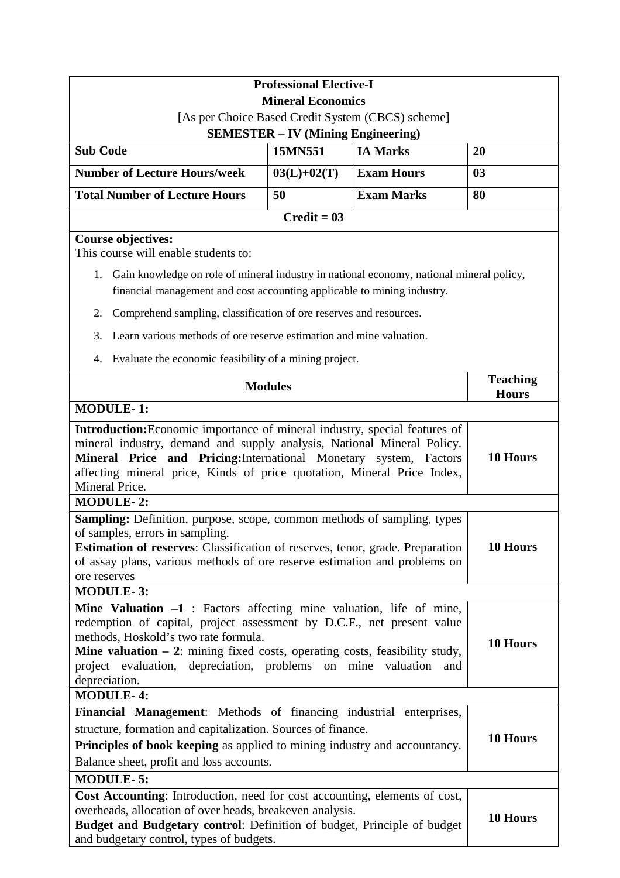**Professional Elective-I**

**Mineral Economics**

[As per Choice Based Credit System (CBCS) scheme]

**SEMESTER – IV (Mining Engineering)**

| **Sub Code** | **15MN551** | **IA Marks** | **20** |
|---|---|---|---|
| **Number of Lecture Hours/week** | **03(L)+02(T)** | **Exam Hours** | **03** |
| **Total Number of Lecture Hours** | **50** | **Exam Marks** | **80** |

**Credit = 03**

**Course objectives:**

This course will enable students to:

1. Gain knowledge on role of mineral industry in national economy, national mineral policy, financial management and cost accounting applicable to mining industry.
2. Comprehend sampling, classification of ore reserves and resources.
3. Learn various methods of ore reserve estimation and mine valuation.
4. Evaluate the economic feasibility of a mining project.

| **Modules** | **Teaching Hours** |
|---|---|
| **MODULE- 1:** | |
| **Introduction:**Economic importance of mineral industry, special features of mineral industry, demand and supply analysis, National Mineral Policy. **Mineral Price and Pricing:**International Monetary system, Factors affecting mineral price, Kinds of price quotation, Mineral Price Index, Mineral Price. | **10 Hours** |
| **MODULE- 2:** | |
| **Sampling:** Definition, purpose, scope, common methods of sampling, types of samples, errors in sampling. **Estimation of reserves**: Classification of reserves, tenor, grade. Preparation of assay plans, various methods of ore reserve estimation and problems on ore reserves | **10 Hours** |
| **MODULE- 3:** | |
| **Mine Valuation –1** : Factors affecting mine valuation, life of mine, redemption of capital, project assessment by D.C.F., net present value methods, Hoskold's two rate formula. **Mine valuation – 2**: mining fixed costs, operating costs, feasibility study, project evaluation, depreciation, problems on mine valuation and depreciation. | **10 Hours** |
| **MODULE- 4:** | |
| **Financial Management**: Methods of financing industrial enterprises, structure, formation and capitalization. Sources of finance. **Principles of book keeping** as applied to mining industry and accountancy. Balance sheet, profit and loss accounts. | **10 Hours** |
| **MODULE- 5:** | |
| **Cost Accounting**: Introduction, need for cost accounting, elements of cost, overheads, allocation of over heads, breakeven analysis. **Budget and Budgetary control**: Definition of budget, Principle of budget and budgetary control, types of budgets. | **10 Hours** |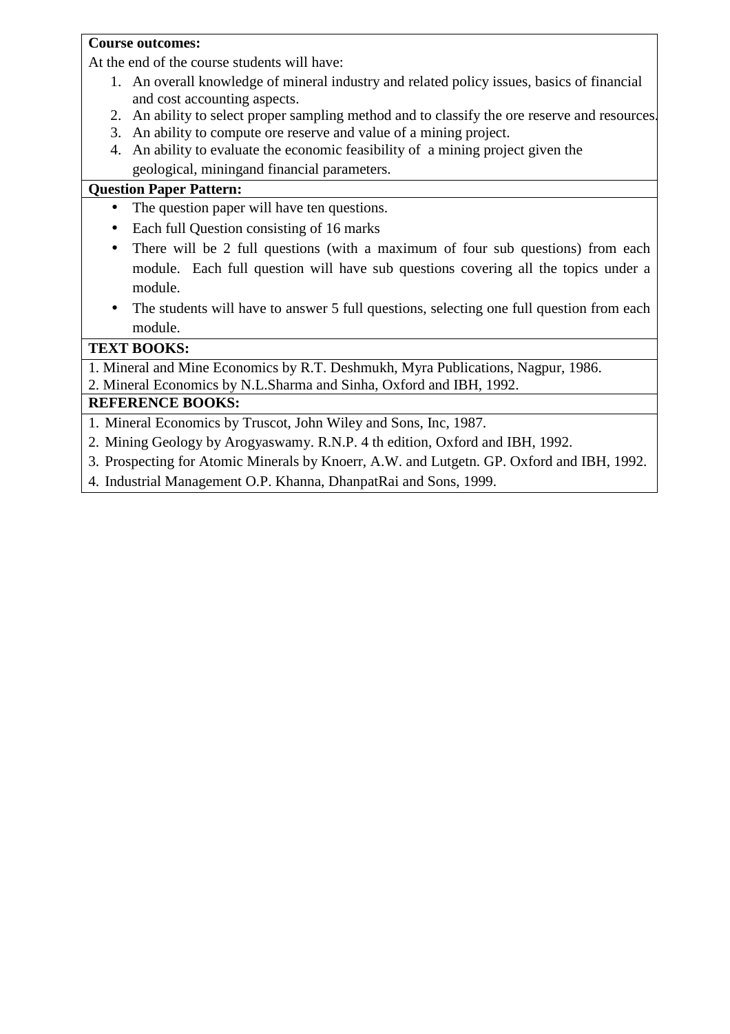**Course outcomes:**

At the end of the course students will have:

1. An overall knowledge of mineral industry and related policy issues, basics of financial and cost accounting aspects.
2. An ability to select proper sampling method and to classify the ore reserve and resources.
3. An ability to compute ore reserve and value of a mining project.
4. An ability to evaluate the economic feasibility of a mining project given the geological, miningand financial parameters.

**Question Paper Pattern:**

- The question paper will have ten questions.
- Each full Question consisting of 16 marks
- There will be 2 full questions (with a maximum of four sub questions) from each module. Each full question will have sub questions covering all the topics under a module.
- The students will have to answer 5 full questions, selecting one full question from each module.

**TEXT BOOKS:**

1. Mineral and Mine Economics by R.T. Deshmukh, Myra Publications, Nagpur, 1986.
2. Mineral Economics by N.L.Sharma and Sinha, Oxford and IBH, 1992.

**REFERENCE BOOKS:**

1. Mineral Economics by Truscot, John Wiley and Sons, Inc, 1987.
2. Mining Geology by Arogyaswamy. R.N.P. 4 th edition, Oxford and IBH, 1992.
3. Prospecting for Atomic Minerals by Knoerr, A.W. and Lutgetn. GP. Oxford and IBH, 1992.
4. Industrial Management O.P. Khanna, DhanpatRai and Sons, 1999.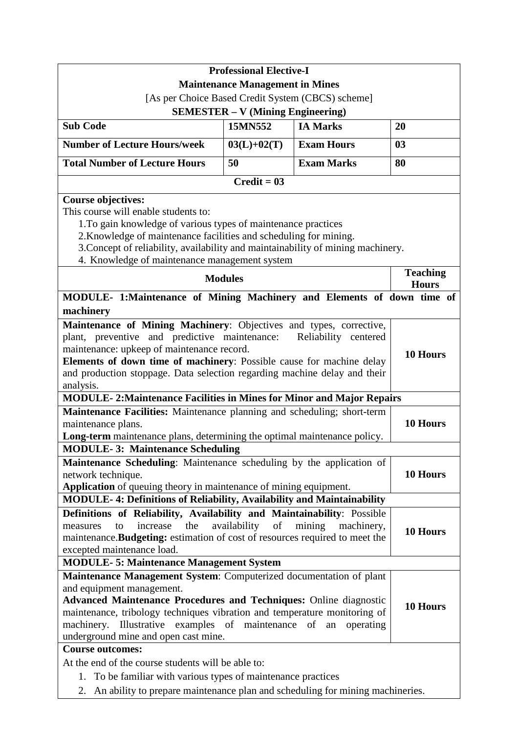**Professional Elective-I**

**Maintenance Management in Mines**

[As per Choice Based Credit System (CBCS) scheme]

**SEMESTER – V (Mining Engineering)**

| **Sub Code** | **15MN552** | **IA Marks** | **20** |
|---|---|---|---|
| **Number of Lecture Hours/week** | **03(L)+02(T)** | **Exam Hours** | **03** |
| **Total Number of Lecture Hours** | **50** | **Exam Marks** | **80** |

**Credit = 03**

**Course objectives:**

This course will enable students to:

1. To gain knowledge of various types of maintenance practices
2. Knowledge of maintenance facilities and scheduling for mining.
3. Concept of reliability, availability and maintainability of mining machinery.
4. Knowledge of maintenance management system

| **Modules** | **Teaching Hours** |
|---|---|
| **MODULE- 1:Maintenance of Mining Machinery and Elements of down time of machinery** | |
| **Maintenance of Mining Machinery**: Objectives and types, corrective, plant, preventive and predictive maintenance: Reliability centered maintenance: upkeep of maintenance record. **Elements of down time of machinery**: Possible cause for machine delay and production stoppage. Data selection regarding machine delay and their analysis. | **10 Hours** |
| **MODULE- 2:Maintenance Facilities in Mines for Minor and Major Repairs** | |
| **Maintenance Facilities:** Maintenance planning and scheduling; short-term maintenance plans. **Long-term** maintenance plans, determining the optimal maintenance policy. | **10 Hours** |
| **MODULE- 3: Maintenance Scheduling** | |
| **Maintenance Scheduling**: Maintenance scheduling by the application of network technique. **Application** of queuing theory in maintenance of mining equipment. | **10 Hours** |
| **MODULE- 4: Definitions of Reliability, Availability and Maintainability** | |
| **Definitions of Reliability, Availability and Maintainability**: Possible measures to increase the availability of mining machinery, maintenance.**Budgeting:** estimation of cost of resources required to meet the excepted maintenance load. | **10 Hours** |
| **MODULE- 5: Maintenance Management System** | |
| **Maintenance Management System**: Computerized documentation of plant and equipment management. **Advanced Maintenance Procedures and Techniques:** Online diagnostic maintenance, tribology techniques vibration and temperature monitoring of machinery. Illustrative examples of maintenance of an operating underground mine and open cast mine. | **10 Hours** |

**Course outcomes:**

At the end of the course students will be able to:

1. To be familiar with various types of maintenance practices
2. An ability to prepare maintenance plan and scheduling for mining machineries.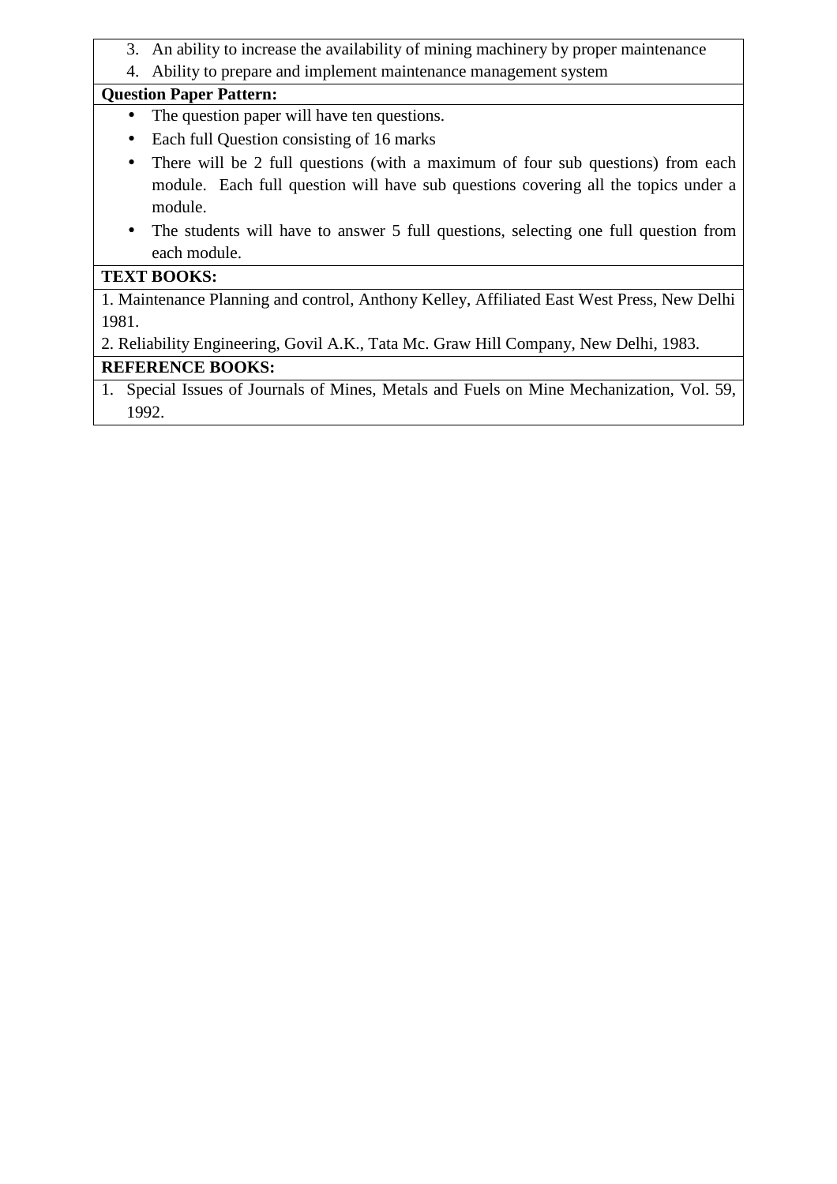3. An ability to increase the availability of mining machinery by proper maintenance
4. Ability to prepare and implement maintenance management system

**Question Paper Pattern:**

- The question paper will have ten questions.
- Each full Question consisting of 16 marks
- There will be 2 full questions (with a maximum of four sub questions) from each module. Each full question will have sub questions covering all the topics under a module.
- The students will have to answer 5 full questions, selecting one full question from each module.

**TEXT BOOKS:**

1. Maintenance Planning and control, Anthony Kelley, Affiliated East West Press, New Delhi 1981.
2. Reliability Engineering, Govil A.K., Tata Mc. Graw Hill Company, New Delhi, 1983.

**REFERENCE BOOKS:**

1. Special Issues of Journals of Mines, Metals and Fuels on Mine Mechanization, Vol. 59, 1992.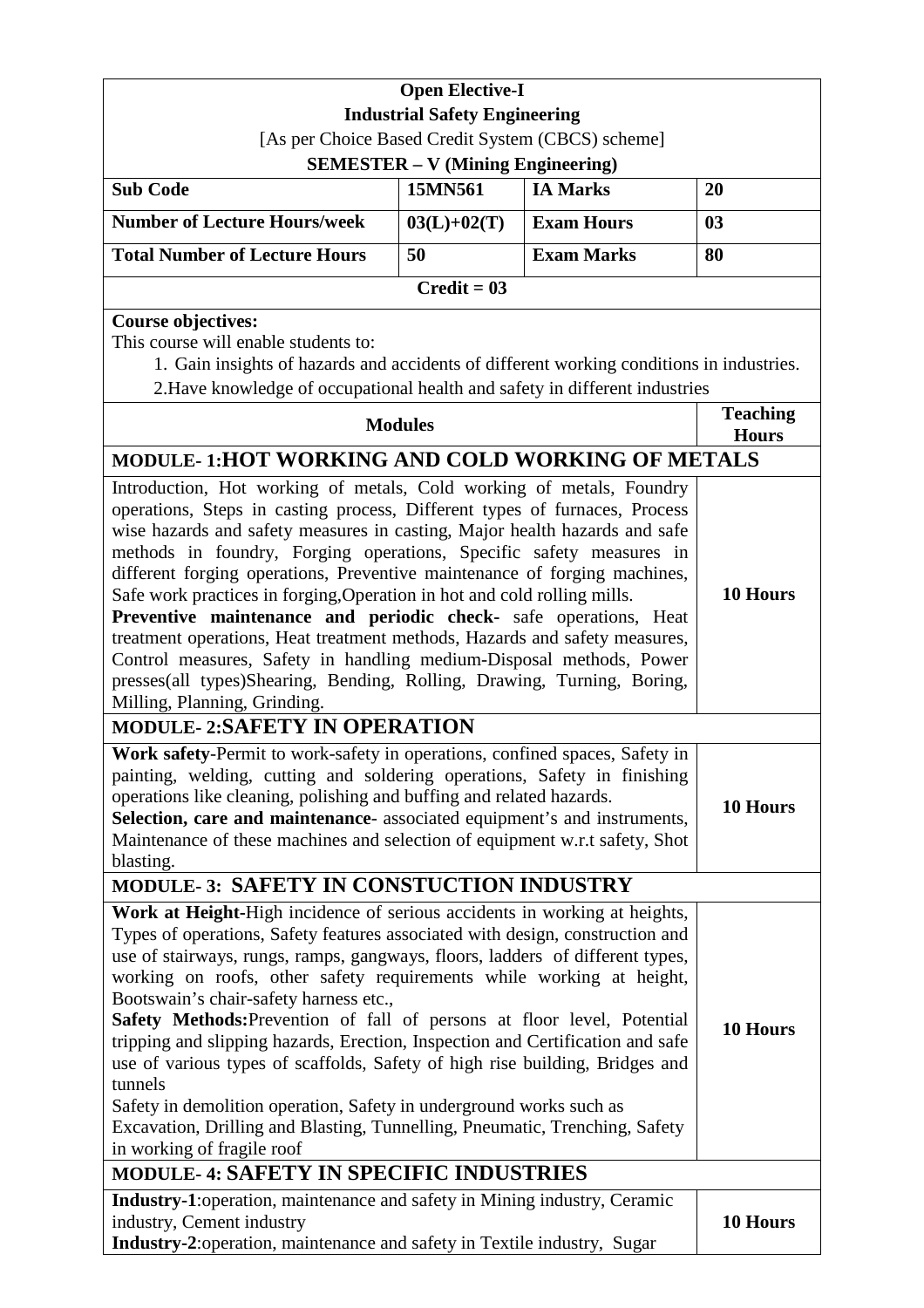**Open Elective-I**

**Industrial Safety Engineering**

[As per Choice Based Credit System (CBCS) scheme]

**SEMESTER – V (Mining Engineering)**

| **Sub Code** | **15MN561** | **IA Marks** | **20** |
|---|---|---|---|
| **Number of Lecture Hours/week** | **03(L)+02(T)** | **Exam Hours** | **03** |
| **Total Number of Lecture Hours** | **50** | **Exam Marks** | **80** |

**Credit = 03**

**Course objectives:**

This course will enable students to:

1. Gain insights of hazards and accidents of different working conditions in industries.
2. Have knowledge of occupational health and safety in different industries

| **Modules** | **Teaching Hours** |
|---|---|
| **MODULE- 1:HOT WORKING AND COLD WORKING OF METALS** | |
| Introduction, Hot working of metals, Cold working of metals, Foundry operations, Steps in casting process, Different types of furnaces, Process wise hazards and safety measures in casting, Major health hazards and safe methods in foundry, Forging operations, Specific safety measures in different forging operations, Preventive maintenance of forging machines, Safe work practices in forging,Operation in hot and cold rolling mills. **Preventive maintenance and periodic check-** safe operations, Heat treatment operations, Heat treatment methods, Hazards and safety measures, Control measures, Safety in handling medium-Disposal methods, Power presses(all types)Shearing, Bending, Rolling, Drawing, Turning, Boring, Milling, Planning, Grinding. | **10 Hours** |
| **MODULE- 2:SAFETY IN OPERATION** | |
| **Work safety**-Permit to work-safety in operations, confined spaces, Safety in painting, welding, cutting and soldering operations, Safety in finishing operations like cleaning, polishing and buffing and related hazards. **Selection, care and maintenance**- associated equipment's and instruments, Maintenance of these machines and selection of equipment w.r.t safety, Shot blasting. | **10 Hours** |
| **MODULE- 3: SAFETY IN CONSTUCTION INDUSTRY** | |
| **Work at Height**-High incidence of serious accidents in working at heights, Types of operations, Safety features associated with design, construction and use of stairways, rungs, ramps, gangways, floors, ladders of different types, working on roofs, other safety requirements while working at height, Bootswain's chair-safety harness etc., **Safety Methods:**Prevention of fall of persons at floor level, Potential tripping and slipping hazards, Erection, Inspection and Certification and safe use of various types of scaffolds, Safety of high rise building, Bridges and tunnels Safety in demolition operation, Safety in underground works such as Excavation, Drilling and Blasting, Tunnelling, Pneumatic, Trenching, Safety in working of fragile roof | **10 Hours** |
| **MODULE- 4: SAFETY IN SPECIFIC INDUSTRIES** | |
| **Industry-1**:operation, maintenance and safety in Mining industry, Ceramic industry, Cement industry **Industry-2**:operation, maintenance and safety in Textile industry, Sugar | **10 Hours** |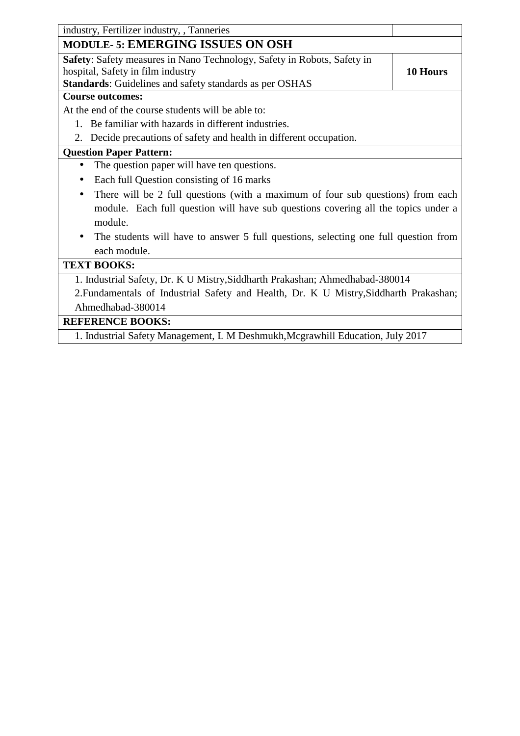| industry, Fertilizer industry, , Tanneries | |
|---|---|
| **MODULE- 5: EMERGING ISSUES ON OSH** | |
| **Safety**: Safety measures in Nano Technology, Safety in Robots, Safety in hospital, Safety in film industry<br>**Standards**: Guidelines and safety standards as per OSHAS | **10 Hours** |

**Course outcomes:**

At the end of the course students will be able to:

1. Be familiar with hazards in different industries.
2. Decide precautions of safety and health in different occupation.

**Question Paper Pattern:**

- The question paper will have ten questions.
- Each full Question consisting of 16 marks
- There will be 2 full questions (with a maximum of four sub questions) from each module. Each full question will have sub questions covering all the topics under a module.
- The students will have to answer 5 full questions, selecting one full question from each module.

**TEXT BOOKS:**

1. Industrial Safety, Dr. K U Mistry,Siddharth Prakashan; Ahmedhabad-380014
2. Fundamentals of Industrial Safety and Health, Dr. K U Mistry,Siddharth Prakashan; Ahmedhabad-380014

**REFERENCE BOOKS:**

1. Industrial Safety Management, L M Deshmukh,Mcgrawhill Education, July 2017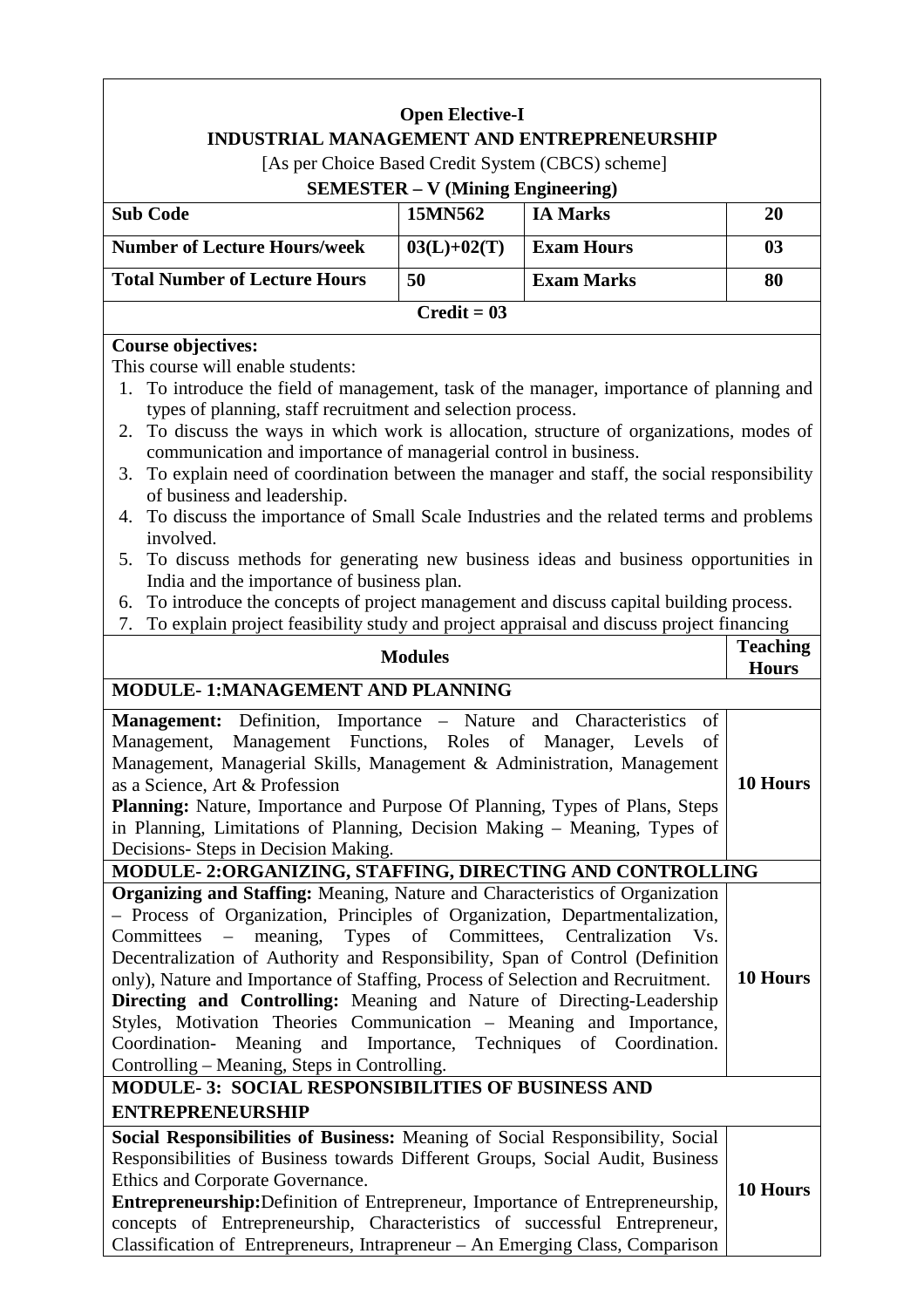**Open Elective-I**

**INDUSTRIAL MANAGEMENT AND ENTREPRENEURSHIP**

[As per Choice Based Credit System (CBCS) scheme]

**SEMESTER – V (Mining Engineering)**

| **Sub Code** | **15MN562** | **IA Marks** | **20** |
|---|---|---|---|
| **Number of Lecture Hours/week** | **03(L)+02(T)** | **Exam Hours** | **03** |
| **Total Number of Lecture Hours** | **50** | **Exam Marks** | **80** |
| **Credit = 03** | | | |

**Course objectives:**

This course will enable students:

1. To introduce the field of management, task of the manager, importance of planning and types of planning, staff recruitment and selection process.
2. To discuss the ways in which work is allocation, structure of organizations, modes of communication and importance of managerial control in business.
3. To explain need of coordination between the manager and staff, the social responsibility of business and leadership.
4. To discuss the importance of Small Scale Industries and the related terms and problems involved.
5. To discuss methods for generating new business ideas and business opportunities in India and the importance of business plan.
6. To introduce the concepts of project management and discuss capital building process.
7. To explain project feasibility study and project appraisal and discuss project financing

| **Modules** | **Teaching Hours** |
|---|---|
| **MODULE- 1:MANAGEMENT AND PLANNING** | |
| **Management:** Definition, Importance – Nature and Characteristics of Management, Management Functions, Roles of Manager, Levels of Management, Managerial Skills, Management & Administration, Management as a Science, Art & Profession<br>**Planning:** Nature, Importance and Purpose Of Planning, Types of Plans, Steps in Planning, Limitations of Planning, Decision Making – Meaning, Types of Decisions- Steps in Decision Making. | **10 Hours** |
| **MODULE- 2:ORGANIZING, STAFFING, DIRECTING AND CONTROLLING** | |
| **Organizing and Staffing:** Meaning, Nature and Characteristics of Organization – Process of Organization, Principles of Organization, Departmentalization, Committees – meaning, Types of Committees, Centralization Vs. Decentralization of Authority and Responsibility, Span of Control (Definition only), Nature and Importance of Staffing, Process of Selection and Recruitment.<br>**Directing and Controlling:** Meaning and Nature of Directing-Leadership Styles, Motivation Theories Communication – Meaning and Importance, Coordination- Meaning and Importance, Techniques of Coordination. Controlling – Meaning, Steps in Controlling. | **10 Hours** |
| **MODULE- 3: SOCIAL RESPONSIBILITIES OF BUSINESS AND ENTREPRENEURSHIP** | |
| **Social Responsibilities of Business:** Meaning of Social Responsibility, Social Responsibilities of Business towards Different Groups, Social Audit, Business Ethics and Corporate Governance.<br>**Entrepreneurship:**Definition of Entrepreneur, Importance of Entrepreneurship, concepts of Entrepreneurship, Characteristics of successful Entrepreneur, Classification of Entrepreneurs, Intrapreneur – An Emerging Class, Comparison | **10 Hours** |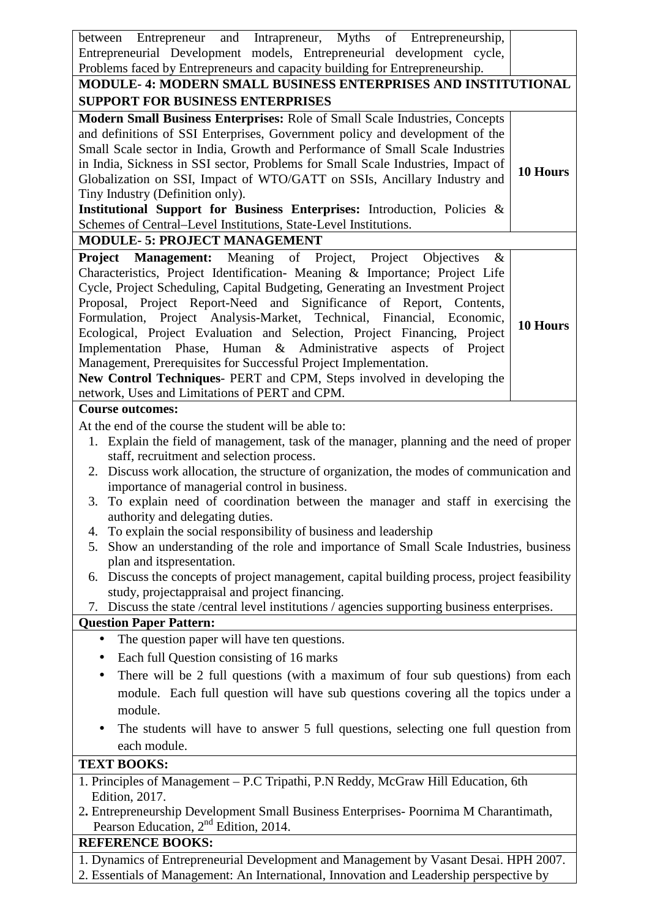| | |
|---|---|
| between Entrepreneur and Intrapreneur, Myths of Entrepreneurship, Entrepreneurial Development models, Entrepreneurial development cycle, Problems faced by Entrepreneurs and capacity building for Entrepreneurship. | |
| **MODULE- 4: MODERN SMALL BUSINESS ENTERPRISES AND INSTITUTIONAL SUPPORT FOR BUSINESS ENTERPRISES** | |
| **Modern Small Business Enterprises:** Role of Small Scale Industries, Concepts and definitions of SSI Enterprises, Government policy and development of the Small Scale sector in India, Growth and Performance of Small Scale Industries in India, Sickness in SSI sector, Problems for Small Scale Industries, Impact of Globalization on SSI, Impact of WTO/GATT on SSIs, Ancillary Industry and Tiny Industry (Definition only). **Institutional Support for Business Enterprises:** Introduction, Policies & Schemes of Central–Level Institutions, State-Level Institutions. | **10 Hours** |
| **MODULE- 5: PROJECT MANAGEMENT** | |
| **Project Management:** Meaning of Project, Project Objectives & Characteristics, Project Identification- Meaning & Importance; Project Life Cycle, Project Scheduling, Capital Budgeting, Generating an Investment Project Proposal, Project Report-Need and Significance of Report, Contents, Formulation, Project Analysis-Market, Technical, Financial, Economic, Ecological, Project Evaluation and Selection, Project Financing, Project Implementation Phase, Human & Administrative aspects of Project Management, Prerequisites for Successful Project Implementation. **New Control Techniques**- PERT and CPM, Steps involved in developing the network, Uses and Limitations of PERT and CPM. | **10 Hours** |

**Course outcomes:**

At the end of the course the student will be able to:

1. Explain the field of management, task of the manager, planning and the need of proper staff, recruitment and selection process.
2. Discuss work allocation, the structure of organization, the modes of communication and importance of managerial control in business.
3. To explain need of coordination between the manager and staff in exercising the authority and delegating duties.
4. To explain the social responsibility of business and leadership
5. Show an understanding of the role and importance of Small Scale Industries, business plan and itspresentation.
6. Discuss the concepts of project management, capital building process, project feasibility study, projectappraisal and project financing.
7. Discuss the state /central level institutions / agencies supporting business enterprises.

**Question Paper Pattern:**

- The question paper will have ten questions.
- Each full Question consisting of 16 marks
- There will be 2 full questions (with a maximum of four sub questions) from each module. Each full question will have sub questions covering all the topics under a module.
- The students will have to answer 5 full questions, selecting one full question from each module.

**TEXT BOOKS:**

1. Principles of Management – P.C Tripathi, P.N Reddy, McGraw Hill Education, 6th Edition, 2017.
2. Entrepreneurship Development Small Business Enterprises- Poornima M Charantimath, Pearson Education, 2nd Edition, 2014.

**REFERENCE BOOKS:**

1. Dynamics of Entrepreneurial Development and Management by Vasant Desai. HPH 2007.
2. Essentials of Management: An International, Innovation and Leadership perspective by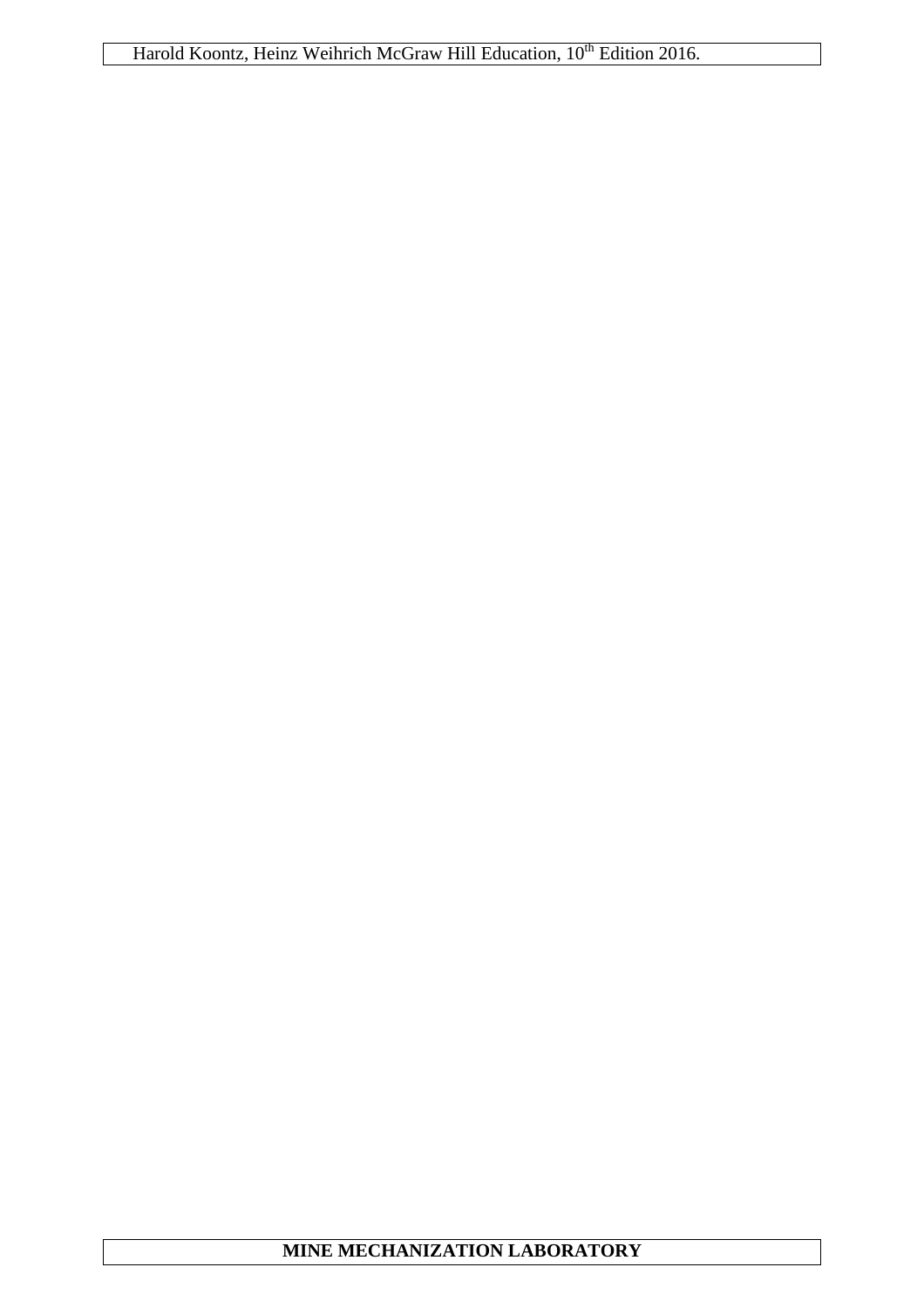Harold Koontz, Heinz Weihrich McGraw Hill Education, 10th Edition 2016.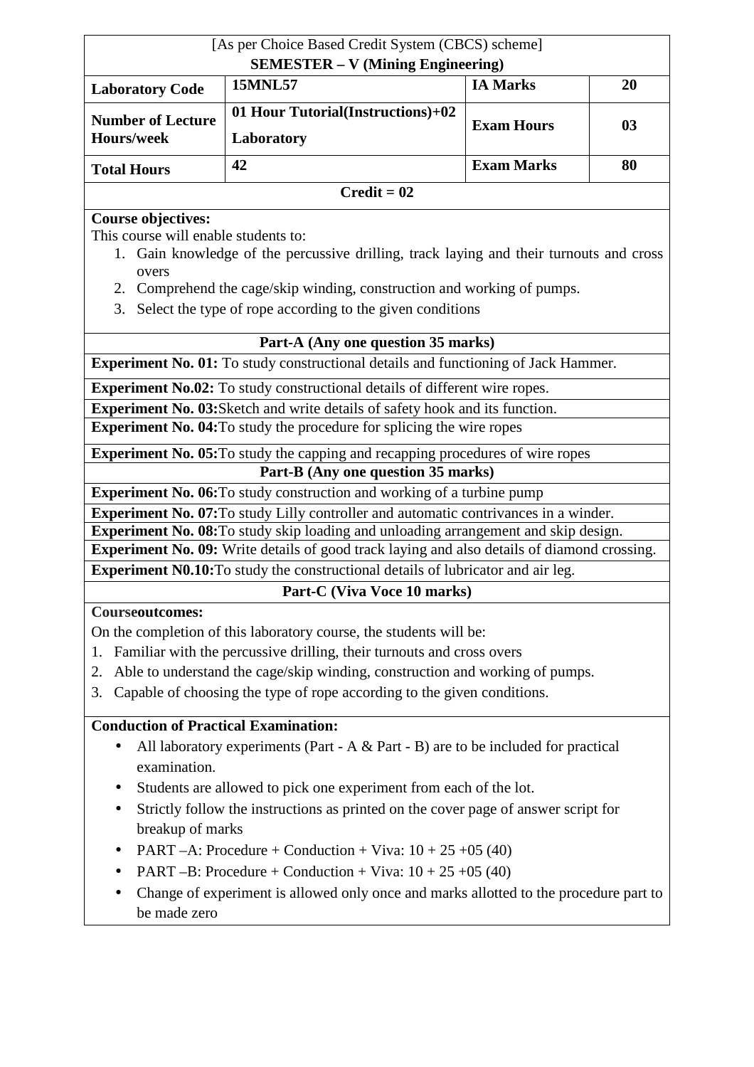[As per Choice Based Credit System (CBCS) scheme]
**SEMESTER – V (Mining Engineering)**

| **Laboratory Code** | **15MNL57** | **IA Marks** | **20** |
|---|---|---|---|
| **Number of Lecture Hours/week** | **01 Hour Tutorial(Instructions)+02 Laboratory** | **Exam Hours** | **03** |
| **Total Hours** | **42** | **Exam Marks** | **80** |

**Credit = 02**

**Course objectives:**
This course will enable students to:

1. Gain knowledge of the percussive drilling, track laying and their turnouts and cross overs
2. Comprehend the cage/skip winding, construction and working of pumps.
3. Select the type of rope according to the given conditions

**Part-A (Any one question 35 marks)**

**Experiment No. 01:** To study constructional details and functioning of Jack Hammer.

**Experiment No.02:** To study constructional details of different wire ropes.

**Experiment No. 03:**Sketch and write details of safety hook and its function.

**Experiment No. 04:**To study the procedure for splicing the wire ropes

**Experiment No. 05:**To study the capping and recapping procedures of wire ropes

**Part-B (Any one question 35 marks)**

**Experiment No. 06:**To study construction and working of a turbine pump

**Experiment No. 07:**To study Lilly controller and automatic contrivances in a winder.

**Experiment No. 08:**To study skip loading and unloading arrangement and skip design.

**Experiment No. 09:** Write details of good track laying and also details of diamond crossing.

**Experiment N0.10:**To study the constructional details of lubricator and air leg.

**Part-C (Viva Voce 10 marks)**

**Courseoutcomes:**

On the completion of this laboratory course, the students will be:

1. Familiar with the percussive drilling, their turnouts and cross overs
2. Able to understand the cage/skip winding, construction and working of pumps.
3. Capable of choosing the type of rope according to the given conditions.

**Conduction of Practical Examination:**

- All laboratory experiments (Part - A & Part - B) are to be included for practical examination.
- Students are allowed to pick one experiment from each of the lot.
- Strictly follow the instructions as printed on the cover page of answer script for breakup of marks
- PART –A: Procedure + Conduction + Viva: 10 + 25 +05 (40)
- PART –B: Procedure + Conduction + Viva: 10 + 25 +05 (40)
- Change of experiment is allowed only once and marks allotted to the procedure part to be made zero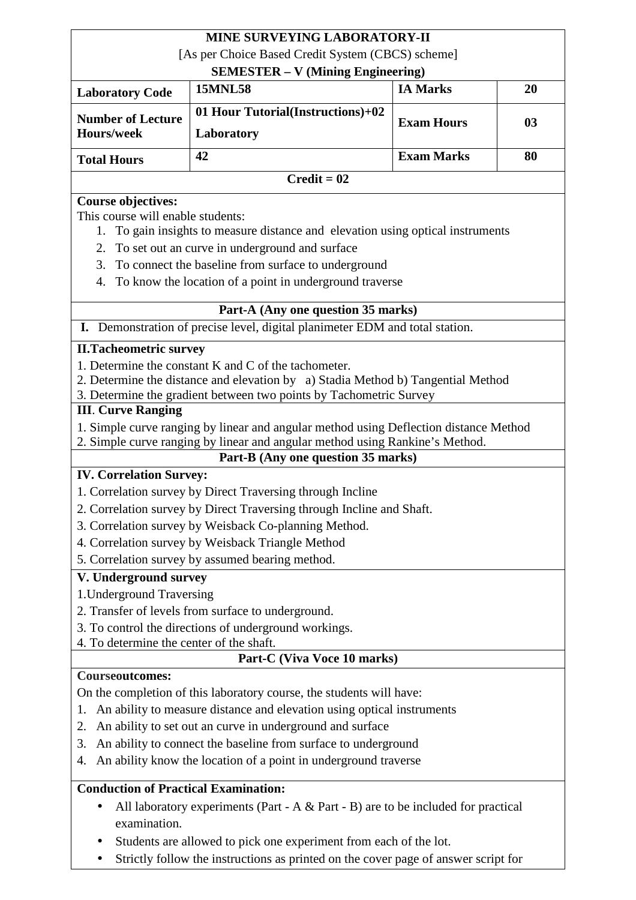**MINE SURVEYING LABORATORY-II**

[As per Choice Based Credit System (CBCS) scheme]

**SEMESTER – V (Mining Engineering)**

| | | | |
|---|---|---|---|
| **Laboratory Code** | **15MNL58** | **IA Marks** | **20** |
| **Number of Lecture Hours/week** | **01 Hour Tutorial(Instructions)+02 Laboratory** | **Exam Hours** | **03** |
| **Total Hours** | **42** | **Exam Marks** | **80** |

**Credit = 02**

**Course objectives:**

This course will enable students:

1. To gain insights to measure distance and elevation using optical instruments
2. To set out an curve in underground and surface
3. To connect the baseline from surface to underground
4. To know the location of a point in underground traverse

**Part-A (Any one question 35 marks)**

**I.** Demonstration of precise level, digital planimeter EDM and total station.

**II.Tacheometric survey**

1. Determine the constant K and C of the tachometer.
2. Determine the distance and elevation by a) Stadia Method b) Tangential Method
3. Determine the gradient between two points by Tachometric Survey

**III**. **Curve Ranging**

1. Simple curve ranging by linear and angular method using Deflection distance Method
2. Simple curve ranging by linear and angular method using Rankine's Method.

**Part-B (Any one question 35 marks)**

**IV. Correlation Survey:**

1. Correlation survey by Direct Traversing through Incline
2. Correlation survey by Direct Traversing through Incline and Shaft.
3. Correlation survey by Weisback Co-planning Method.
4. Correlation survey by Weisback Triangle Method
5. Correlation survey by assumed bearing method.

**V. Underground survey**

1.Underground Traversing
2. Transfer of levels from surface to underground.
3. To control the directions of underground workings.
4. To determine the center of the shaft.

**Part-C (Viva Voce 10 marks)**

**Courseoutcomes:**

On the completion of this laboratory course, the students will have:

1. An ability to measure distance and elevation using optical instruments
2. An ability to set out an curve in underground and surface
3. An ability to connect the baseline from surface to underground
4. An ability know the location of a point in underground traverse

**Conduction of Practical Examination:**

- All laboratory experiments (Part - A & Part - B) are to be included for practical examination.
- Students are allowed to pick one experiment from each of the lot.
- Strictly follow the instructions as printed on the cover page of answer script for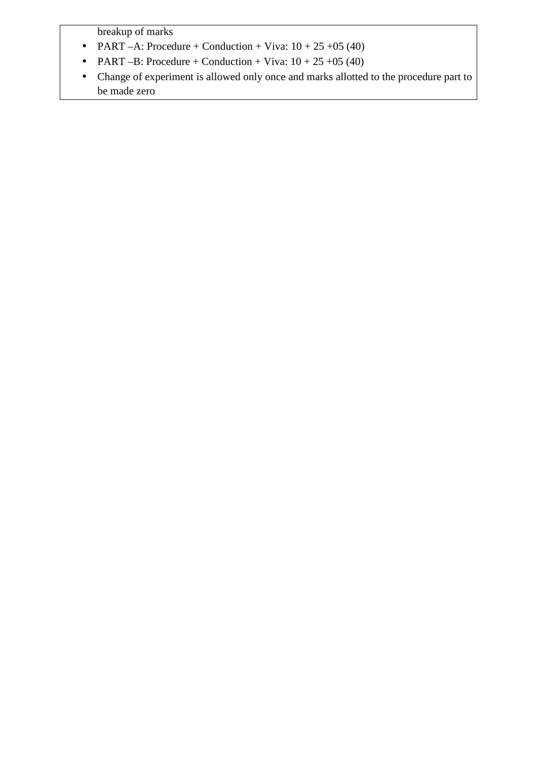breakup of marks

- PART –A: Procedure + Conduction + Viva: 10 + 25 +05 (40)
- PART –B: Procedure + Conduction + Viva: 10 + 25 +05 (40)
- Change of experiment is allowed only once and marks allotted to the procedure part to be made zero